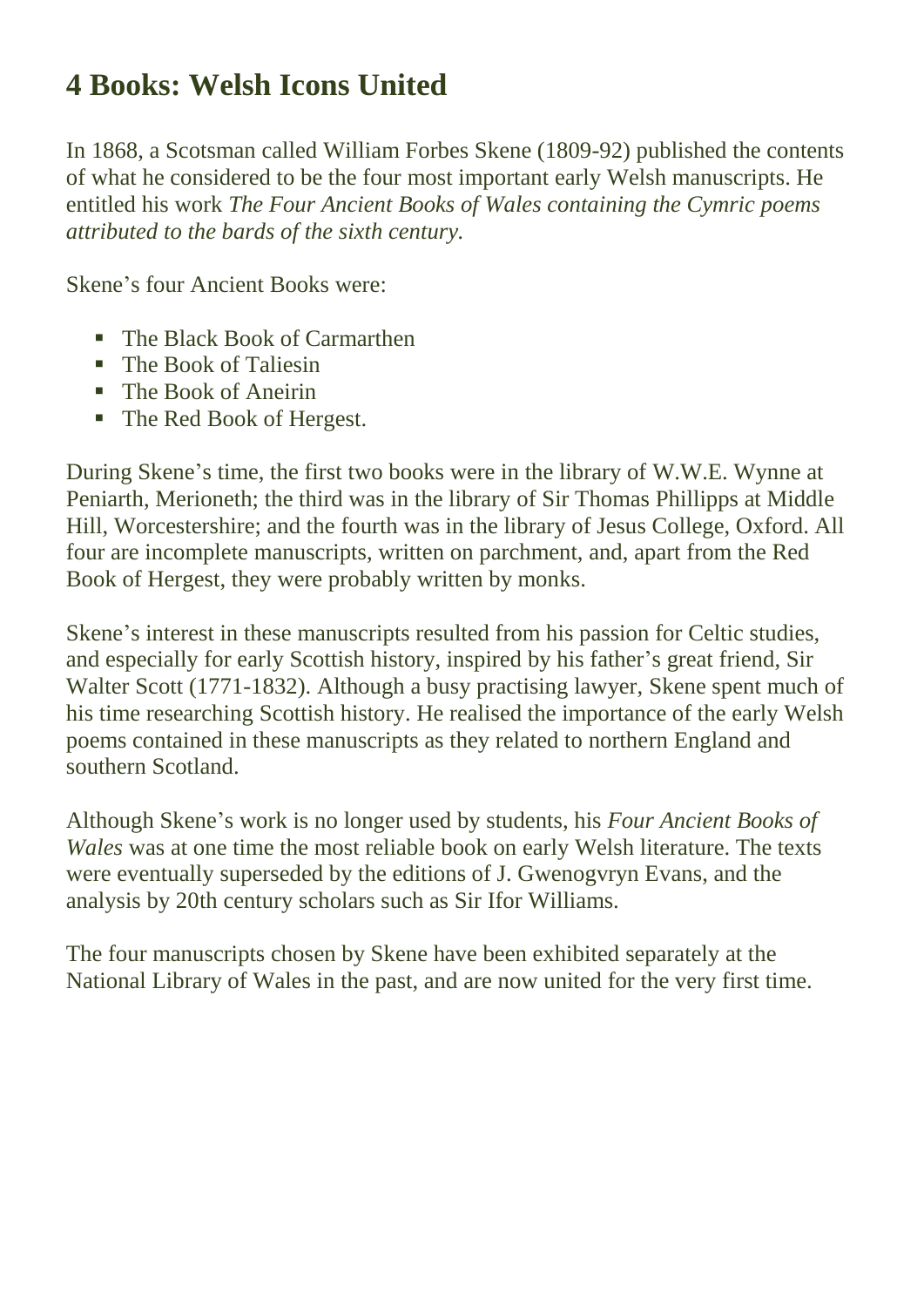# 4 Books: Welsh Icons United

In 1868, a Scotsman called William Forbes Skene (1809-92) published the contents of what he considered to be the four most important early Welsh manuscripts. He entitled his work *The Four Ancient Books of Wales containing the Cymric poems attributed to the bards of the sixth century.*

Skene's four Ancient Books were:

- The Black Book of Carmarthen
- The Book of Taliesin
- The Book of Aneirin
- The Red Book of Hergest.

During Skene's time, the first two books were in the library of W.W.E. Wynne at Peniarth, Merioneth; the third was in the library of Sir Thomas Phillipps at Middle Hill, Worcestershire; and the fourth was in the library of Jesus College, Oxford. All four are incomplete manuscripts, written on parchment, and, apart from the Red Book of Hergest, they were probably written by monks.

Skene's interest in these manuscripts resulted from his passion for Celtic studies, and especially for early Scottish history, inspired by his father's great friend, Sir Walter Scott (1771-1832). Although a busy practising lawyer, Skene spent much of his time researching Scottish history. He realised the importance of the early Welsh poems contained in these manuscripts as they related to northern England and southern Scotland.

Although Skene's work is no longer used by students, his *Four Ancient Books of Wales* was at one time the most reliable book on early Welsh literature. The texts were eventually superseded by the editions of J. Gwenogvryn Evans, and the analysis by 20th century scholars such as Sir Ifor Williams.

The four manuscripts chosen by Skene have been exhibited separately at the National Library of Wales in the past, and are now united for the very first time.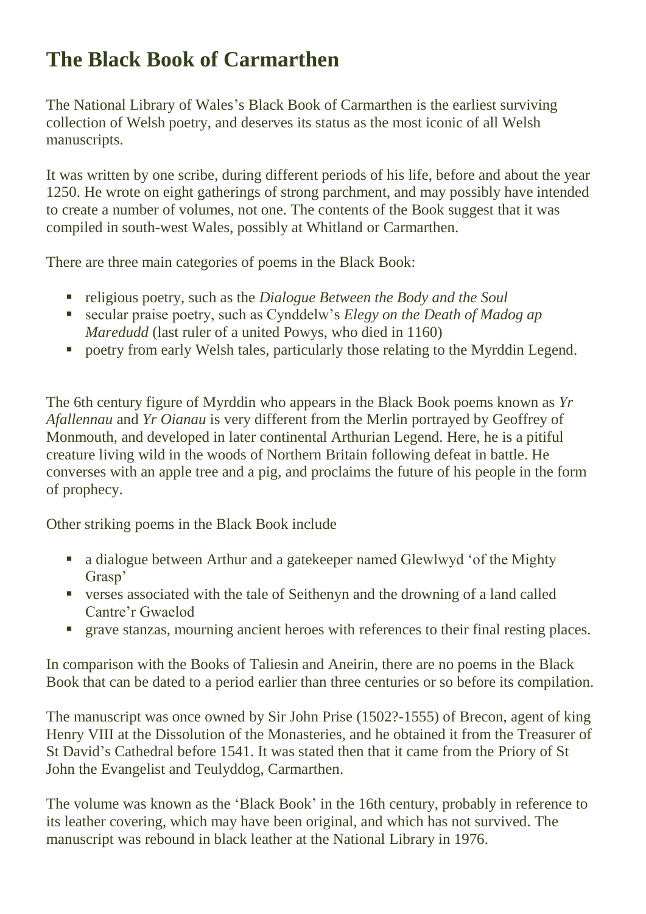# The Black Book of Carmarthen

The National Library of Wales's Black Book of Carmarthen is the earliest surviving collection of Welsh poetry, and deserves its status as the most iconic of all Welsh manuscripts.

It was written by one scribe, during different periods of his life, before and about the year 1250. He wrote on eight gatherings of strong parchment, and may possibly have intended to create a number of volumes, not one. The contents of the Book suggest that it was compiled in south-west Wales, possibly at Whitland or Carmarthen.

There are three main categories of poems in the Black Book:

- religious poetry, such as the *Dialogue Between the Body and the Soul*
- secular praise poetry, such as Cynddelw's *Elegy on the Death of Madog ap Maredudd* (last ruler of a united Powys, who died in 1160)
- poetry from early Welsh tales, particularly those relating to the Myrddin Legend.

The 6th century figure of Myrddin who appears in the Black Book poems known as *Yr Afallennau* and *Yr Oianau* is very different from the Merlin portrayed by Geoffrey of Monmouth, and developed in later continental Arthurian Legend. Here, he is a pitiful creature living wild in the woods of Northern Britain following defeat in battle. He converses with an apple tree and a pig, and proclaims the future of his people in the form of prophecy.

Other striking poems in the Black Book include

- a dialogue between Arthur and a gatekeeper named Glewlwyd 'of the Mighty Grasp'
- verses associated with the tale of Seithenyn and the drowning of a land called Cantre'r Gwaelod
- grave stanzas, mourning ancient heroes with references to their final resting places.

In comparison with the Books of Taliesin and Aneirin, there are no poems in the Black Book that can be dated to a period earlier than three centuries or so before its compilation.

The manuscript was once owned by Sir John Prise (1502?-1555) of Brecon, agent of king Henry VIII at the Dissolution of the Monasteries, and he obtained it from the Treasurer of St David's Cathedral before 1541. It was stated then that it came from the Priory of St John the Evangelist and Teulyddog, Carmarthen.

The volume was known as the 'Black Book' in the 16th century, probably in reference to its leather covering, which may have been original, and which has not survived. The manuscript was rebound in black leather at the National Library in 1976.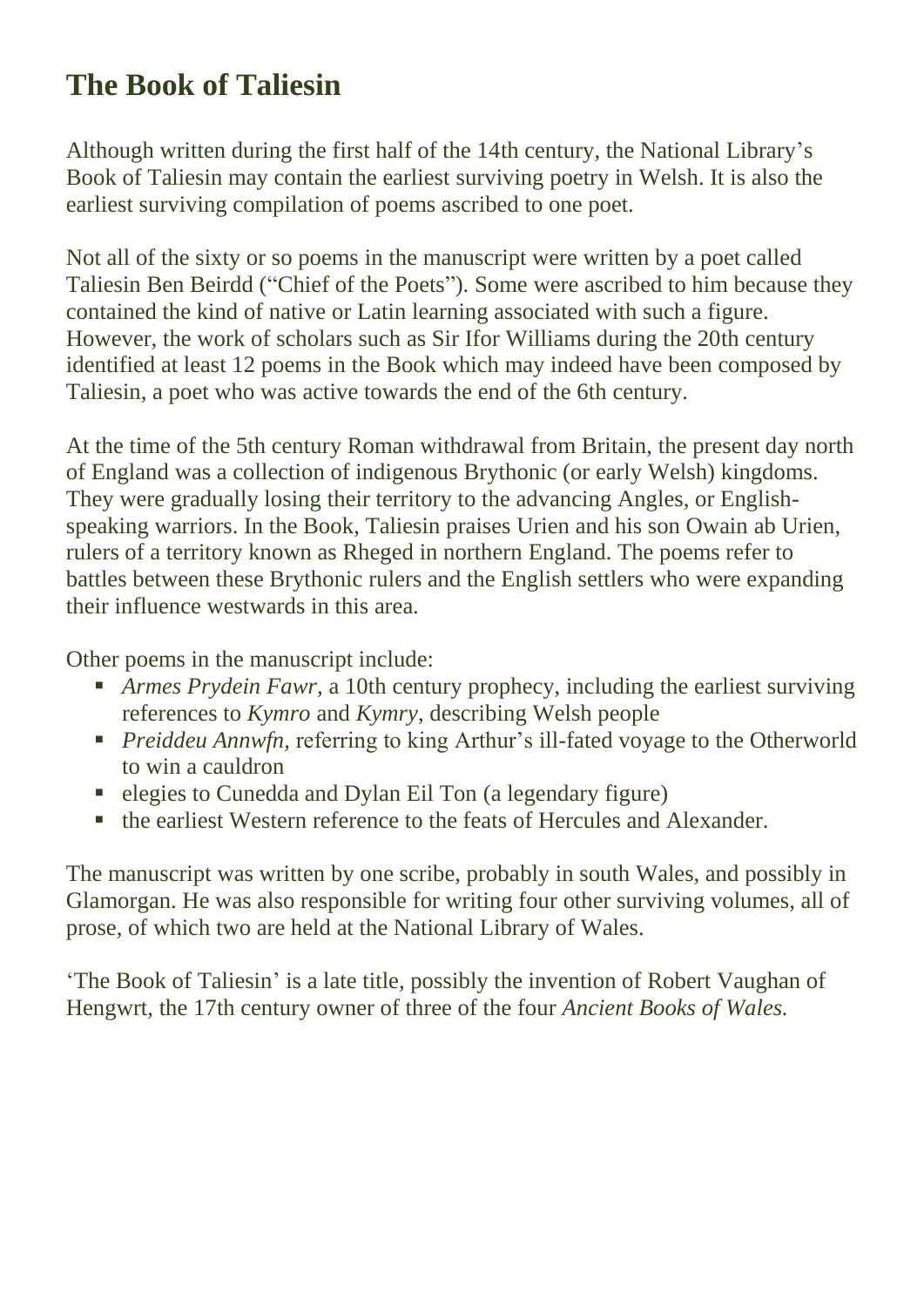## The Book of Taliesin

Although written during the first half of the 14th century, the National Library's Book of Taliesin may contain the earliest surviving poetry in Welsh. It is also the earliest surviving compilation of poems ascribed to one poet.

Not all of the sixty or so poems in the manuscript were written by a poet called Taliesin Ben Beirdd ("Chief of the Poets"). Some were ascribed to him because they contained the kind of native or Latin learning associated with such a figure. However, the work of scholars such as Sir Ifor Williams during the 20th century identified at least 12 poems in the Book which may indeed have been composed by Taliesin, a poet who was active towards the end of the 6th century.

At the time of the 5th century Roman withdrawal from Britain, the present day north of England was a collection of indigenous Brythonic (or early Welsh) kingdoms. They were gradually losing their territory to the advancing Angles, or English-speaking warriors. In the Book, Taliesin praises Urien and his son Owain ab Urien, rulers of a territory known as Rheged in northern England. The poems refer to battles between these Brythonic rulers and the English settlers who were expanding their influence westwards in this area.

Other poems in the manuscript include:

- *Armes Prydein Fawr*, a 10th century prophecy, including the earliest surviving references to *Kymro* and *Kymry*, describing Welsh people
- *Preiddeu Annwfn*, referring to king Arthur's ill-fated voyage to the Otherworld to win a cauldron
- elegies to Cunedda and Dylan Eil Ton (a legendary figure)
- the earliest Western reference to the feats of Hercules and Alexander.

The manuscript was written by one scribe, probably in south Wales, and possibly in Glamorgan. He was also responsible for writing four other surviving volumes, all of prose, of which two are held at the National Library of Wales.

'The Book of Taliesin' is a late title, possibly the invention of Robert Vaughan of Hengwrt, the 17th century owner of three of the four *Ancient Books of Wales.*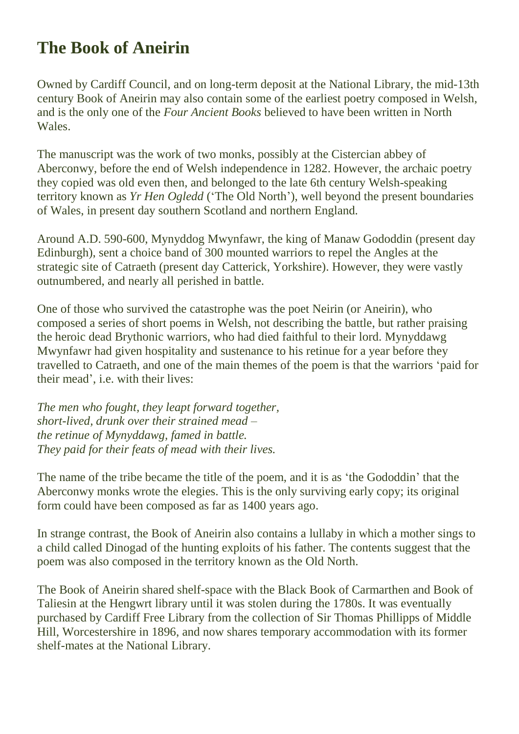## The Book of Aneirin

Owned by Cardiff Council, and on long-term deposit at the National Library, the mid-13th century Book of Aneirin may also contain some of the earliest poetry composed in Welsh, and is the only one of the *Four Ancient Books* believed to have been written in North Wales.

The manuscript was the work of two monks, possibly at the Cistercian abbey of Aberconwy, before the end of Welsh independence in 1282. However, the archaic poetry they copied was old even then, and belonged to the late 6th century Welsh-speaking territory known as *Yr Hen Ogledd* ('The Old North'), well beyond the present boundaries of Wales, in present day southern Scotland and northern England.

Around A.D. 590-600, Mynyddog Mwynfawr, the king of Manaw Gododdin (present day Edinburgh), sent a choice band of 300 mounted warriors to repel the Angles at the strategic site of Catraeth (present day Catterick, Yorkshire). However, they were vastly outnumbered, and nearly all perished in battle.

One of those who survived the catastrophe was the poet Neirin (or Aneirin), who composed a series of short poems in Welsh, not describing the battle, but rather praising the heroic dead Brythonic warriors, who had died faithful to their lord. Mynyddawg Mwynfawr had given hospitality and sustenance to his retinue for a year before they travelled to Catraeth, and one of the main themes of the poem is that the warriors 'paid for their mead', i.e. with their lives:

*The men who fought, they leapt forward together,*
*short-lived, drunk over their strained mead –*
*the retinue of Mynyddawg, famed in battle.*
*They paid for their feats of mead with their lives.*

The name of the tribe became the title of the poem, and it is as 'the Gododdin' that the Aberconwy monks wrote the elegies. This is the only surviving early copy; its original form could have been composed as far as 1400 years ago.

In strange contrast, the Book of Aneirin also contains a lullaby in which a mother sings to a child called Dinogad of the hunting exploits of his father. The contents suggest that the poem was also composed in the territory known as the Old North.

The Book of Aneirin shared shelf-space with the Black Book of Carmarthen and Book of Taliesin at the Hengwrt library until it was stolen during the 1780s. It was eventually purchased by Cardiff Free Library from the collection of Sir Thomas Phillipps of Middle Hill, Worcestershire in 1896, and now shares temporary accommodation with its former shelf-mates at the National Library.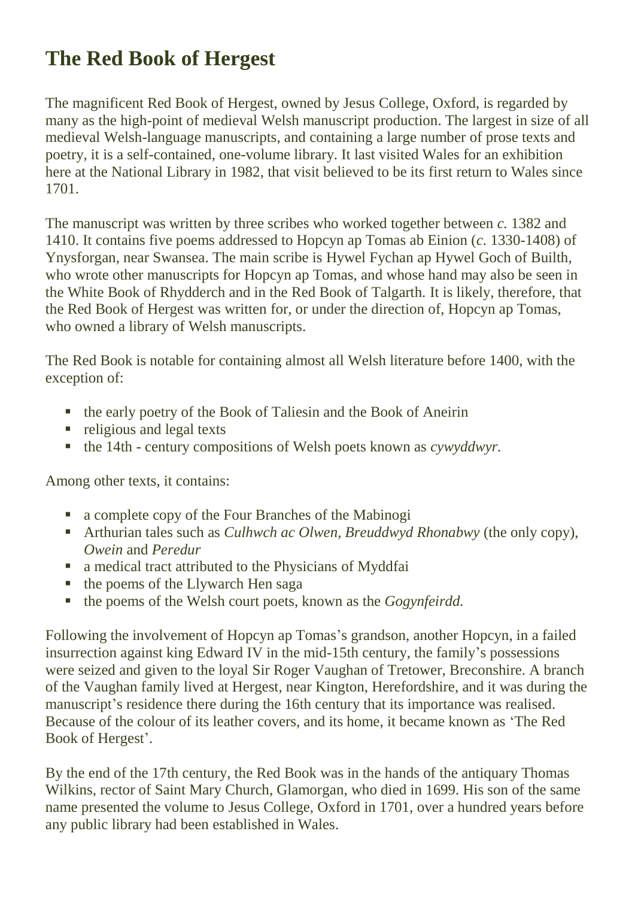# The Red Book of Hergest

The magnificent Red Book of Hergest, owned by Jesus College, Oxford, is regarded by many as the high-point of medieval Welsh manuscript production. The largest in size of all medieval Welsh-language manuscripts, and containing a large number of prose texts and poetry, it is a self-contained, one-volume library. It last visited Wales for an exhibition here at the National Library in 1982, that visit believed to be its first return to Wales since 1701.

The manuscript was written by three scribes who worked together between *c.* 1382 and 1410. It contains five poems addressed to Hopcyn ap Tomas ab Einion (*c.* 1330-1408) of Ynysforgan, near Swansea. The main scribe is Hywel Fychan ap Hywel Goch of Builth, who wrote other manuscripts for Hopcyn ap Tomas, and whose hand may also be seen in the White Book of Rhydderch and in the Red Book of Talgarth. It is likely, therefore, that the Red Book of Hergest was written for, or under the direction of, Hopcyn ap Tomas, who owned a library of Welsh manuscripts.

The Red Book is notable for containing almost all Welsh literature before 1400, with the exception of:

- the early poetry of the Book of Taliesin and the Book of Aneirin
- religious and legal texts
- the 14th - century compositions of Welsh poets known as *cywyddwyr.*

Among other texts, it contains:

- a complete copy of the Four Branches of the Mabinogi
- Arthurian tales such as *Culhwch ac Olwen, Breuddwyd Rhonabwy* (the only copy), *Owein* and *Peredur*
- a medical tract attributed to the Physicians of Myddfai
- the poems of the Llywarch Hen saga
- the poems of the Welsh court poets, known as the *Gogynfeirdd.*

Following the involvement of Hopcyn ap Tomas's grandson, another Hopcyn, in a failed insurrection against king Edward IV in the mid-15th century, the family's possessions were seized and given to the loyal Sir Roger Vaughan of Tretower, Breconshire. A branch of the Vaughan family lived at Hergest, near Kington, Herefordshire, and it was during the manuscript's residence there during the 16th century that its importance was realised. Because of the colour of its leather covers, and its home, it became known as 'The Red Book of Hergest'.

By the end of the 17th century, the Red Book was in the hands of the antiquary Thomas Wilkins, rector of Saint Mary Church, Glamorgan, who died in 1699. His son of the same name presented the volume to Jesus College, Oxford in 1701, over a hundred years before any public library had been established in Wales.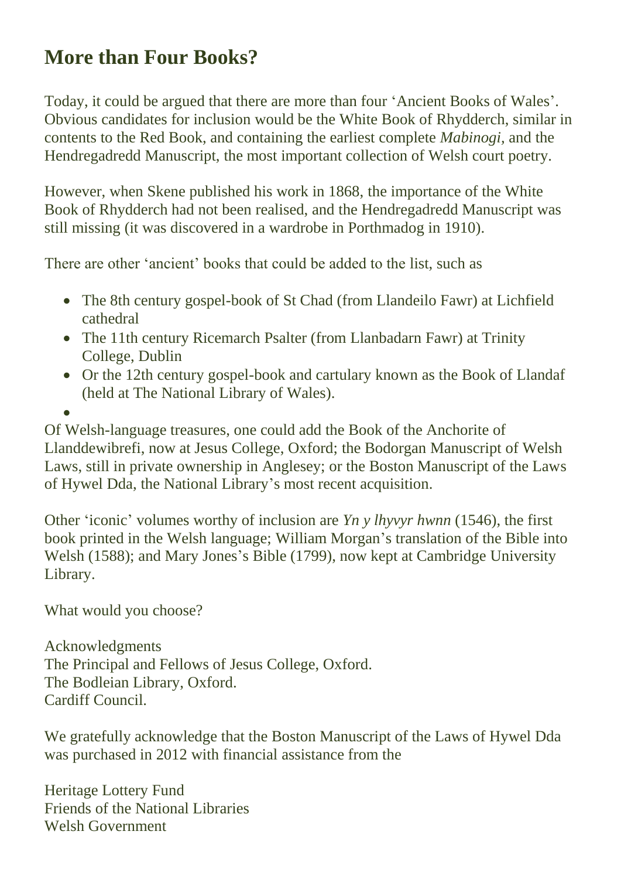## More than Four Books?

Today, it could be argued that there are more than four 'Ancient Books of Wales'. Obvious candidates for inclusion would be the White Book of Rhydderch, similar in contents to the Red Book, and containing the earliest complete *Mabinogi*, and the Hendregadredd Manuscript, the most important collection of Welsh court poetry.

However, when Skene published his work in 1868, the importance of the White Book of Rhydderch had not been realised, and the Hendregadredd Manuscript was still missing (it was discovered in a wardrobe in Porthmadog in 1910).

There are other 'ancient' books that could be added to the list, such as

- The 8th century gospel-book of St Chad (from Llandeilo Fawr) at Lichfield cathedral
- The 11th century Ricemarch Psalter (from Llanbadarn Fawr) at Trinity College, Dublin
- Or the 12th century gospel-book and cartulary known as the Book of Llandaf (held at The National Library of Wales).

Of Welsh-language treasures, one could add the Book of the Anchorite of Llanddewibrefi, now at Jesus College, Oxford; the Bodorgan Manuscript of Welsh Laws, still in private ownership in Anglesey; or the Boston Manuscript of the Laws of Hywel Dda, the National Library's most recent acquisition.

Other 'iconic' volumes worthy of inclusion are *Yn y lhyvyr hwnn* (1546), the first book printed in the Welsh language; William Morgan's translation of the Bible into Welsh (1588); and Mary Jones's Bible (1799), now kept at Cambridge University Library.

What would you choose?

Acknowledgments
The Principal and Fellows of Jesus College, Oxford.
The Bodleian Library, Oxford.
Cardiff Council.

We gratefully acknowledge that the Boston Manuscript of the Laws of Hywel Dda was purchased in 2012 with financial assistance from the

Heritage Lottery Fund
Friends of the National Libraries
Welsh Government